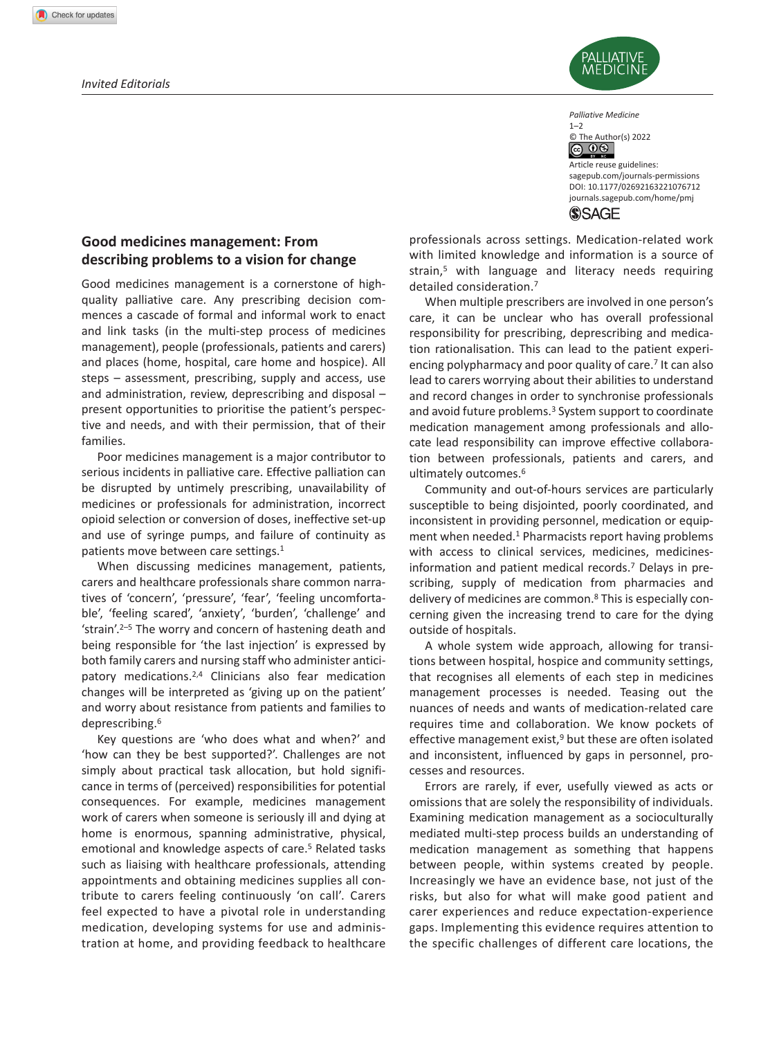*Invited Editorials*

Palliative Medicine
1–2
© The Author(s) 2022
Article reuse guidelines: sagepub.com/journals-permissions
DOI: 10.1177/02692163221076712
journals.sagepub.com/home/pmj

## Good medicines management: From describing problems to a vision for change

Good medicines management is a cornerstone of high-quality palliative care. Any prescribing decision commences a cascade of formal and informal work to enact and link tasks (in the multi-step process of medicines management), people (professionals, patients and carers) and places (home, hospital, care home and hospice). All steps – assessment, prescribing, supply and access, use and administration, review, deprescribing and disposal – present opportunities to prioritise the patient's perspective and needs, and with their permission, that of their families.

Poor medicines management is a major contributor to serious incidents in palliative care. Effective palliation can be disrupted by untimely prescribing, unavailability of medicines or professionals for administration, incorrect opioid selection or conversion of doses, ineffective set-up and use of syringe pumps, and failure of continuity as patients move between care settings.[1]

When discussing medicines management, patients, carers and healthcare professionals share common narratives of 'concern', 'pressure', 'fear', 'feeling uncomfortable', 'feeling scared', 'anxiety', 'burden', 'challenge' and 'strain'.[2–5] The worry and concern of hastening death and being responsible for 'the last injection' is expressed by both family carers and nursing staff who administer anticipatory medications.[2,4] Clinicians also fear medication changes will be interpreted as 'giving up on the patient' and worry about resistance from patients and families to deprescribing.[6]

Key questions are 'who does what and when?' and 'how can they be best supported?'. Challenges are not simply about practical task allocation, but hold significance in terms of (perceived) responsibilities for potential consequences. For example, medicines management work of carers when someone is seriously ill and dying at home is enormous, spanning administrative, physical, emotional and knowledge aspects of care.[5] Related tasks such as liaising with healthcare professionals, attending appointments and obtaining medicines supplies all contribute to carers feeling continuously 'on call'. Carers feel expected to have a pivotal role in understanding medication, developing systems for use and administration at home, and providing feedback to healthcare professionals across settings. Medication-related work with limited knowledge and information is a source of strain,[5] with language and literacy needs requiring detailed consideration.[7]

When multiple prescribers are involved in one person's care, it can be unclear who has overall professional responsibility for prescribing, deprescribing and medication rationalisation. This can lead to the patient experiencing polypharmacy and poor quality of care.[7] It can also lead to carers worrying about their abilities to understand and record changes in order to synchronise professionals and avoid future problems.[3] System support to coordinate medication management among professionals and allocate lead responsibility can improve effective collaboration between professionals, patients and carers, and ultimately outcomes.[6]

Community and out-of-hours services are particularly susceptible to being disjointed, poorly coordinated, and inconsistent in providing personnel, medication or equipment when needed.[1] Pharmacists report having problems with access to clinical services, medicines, medicines-information and patient medical records.[7] Delays in prescribing, supply of medication from pharmacies and delivery of medicines are common.[8] This is especially concerning given the increasing trend to care for the dying outside of hospitals.

A whole system wide approach, allowing for transitions between hospital, hospice and community settings, that recognises all elements of each step in medicines management processes is needed. Teasing out the nuances of needs and wants of medication-related care requires time and collaboration. We know pockets of effective management exist,[9] but these are often isolated and inconsistent, influenced by gaps in personnel, processes and resources.

Errors are rarely, if ever, usefully viewed as acts or omissions that are solely the responsibility of individuals. Examining medication management as a socioculturally mediated multi-step process builds an understanding of medication management as something that happens between people, within systems created by people. Increasingly we have an evidence base, not just of the risks, but also for what will make good patient and carer experiences and reduce expectation-experience gaps. Implementing this evidence requires attention to the specific challenges of different care locations, the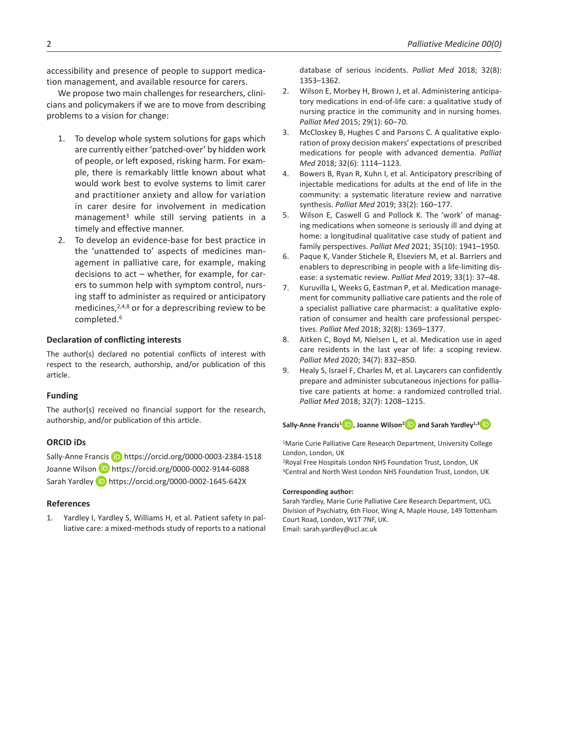accessibility and presence of people to support medication management, and available resource for carers.

We propose two main challenges for researchers, clinicians and policymakers if we are to move from describing problems to a vision for change:

1. To develop whole system solutions for gaps which are currently either 'patched-over' by hidden work of people, or left exposed, risking harm. For example, there is remarkably little known about what would work best to evolve systems to limit carer and practitioner anxiety and allow for variation in carer desire for involvement in medication management[3] while still serving patients in a timely and effective manner.
2. To develop an evidence-base for best practice in the 'unattended to' aspects of medicines management in palliative care, for example, making decisions to act – whether, for example, for carers to summon help with symptom control, nursing staff to administer as required or anticipatory medicines,[2,4,8] or for a deprescribing review to be completed.[6]

## Declaration of conflicting interests

The author(s) declared no potential conflicts of interest with respect to the research, authorship, and/or publication of this article.

## Funding

The author(s) received no financial support for the research, authorship, and/or publication of this article.

## ORCID iDs

Sally-Anne Francis https://orcid.org/0000-0003-2384-1518
Joanne Wilson https://orcid.org/0000-0002-9144-6088
Sarah Yardley https://orcid.org/0000-0002-1645-642X

## References

1. Yardley I, Yardley S, Williams H, et al. Patient safety in palliative care: a mixed-methods study of reports to a national database of serious incidents. *Palliat Med* 2018; 32(8): 1353–1362.
2. Wilson E, Morbey H, Brown J, et al. Administering anticipatory medications in end-of-life care: a qualitative study of nursing practice in the community and in nursing homes. *Palliat Med* 2015; 29(1): 60–70.
3. McCloskey B, Hughes C and Parsons C. A qualitative exploration of proxy decision makers' expectations of prescribed medications for people with advanced dementia. *Palliat Med* 2018; 32(6): 1114–1123.
4. Bowers B, Ryan R, Kuhn I, et al. Anticipatory prescribing of injectable medications for adults at the end of life in the community: a systematic literature review and narrative synthesis. *Palliat Med* 2019; 33(2): 160–177.
5. Wilson E, Caswell G and Pollock K. The 'work' of managing medications when someone is seriously ill and dying at home: a longitudinal qualitative case study of patient and family perspectives. *Palliat Med* 2021; 35(10): 1941–1950.
6. Paque K, Vander Stichele R, Elseviers M, et al. Barriers and enablers to deprescribing in people with a life-limiting disease: a systematic review. *Palliat Med* 2019; 33(1): 37–48.
7. Kuruvilla L, Weeks G, Eastman P, et al. Medication management for community palliative care patients and the role of a specialist palliative care pharmacist: a qualitative exploration of consumer and health care professional perspectives. *Palliat Med* 2018; 32(8): 1369–1377.
8. Aitken C, Boyd M, Nielsen L, et al. Medication use in aged care residents in the last year of life: a scoping review. *Palliat Med* 2020; 34(7): 832–850.
9. Healy S, Israel F, Charles M, et al. Laycarers can confidently prepare and administer subcutaneous injections for palliative care patients at home: a randomized controlled trial. *Palliat Med* 2018; 32(7): 1208–1215.

**Sally-Anne Francis[1], Joanne Wilson[2] and Sarah Yardley[1,3]**

[1]Marie Curie Palliative Care Research Department, University College London, London, UK
[2]Royal Free Hospitals London NHS Foundation Trust, London, UK
[3]Central and North West London NHS Foundation Trust, London, UK

**Corresponding author:**
Sarah Yardley, Marie Curie Palliative Care Research Department, UCL Division of Psychiatry, 6th Floor, Wing A, Maple House, 149 Tottenham Court Road, London, W1T 7NF, UK.
Email: sarah.yardley@ucl.ac.uk